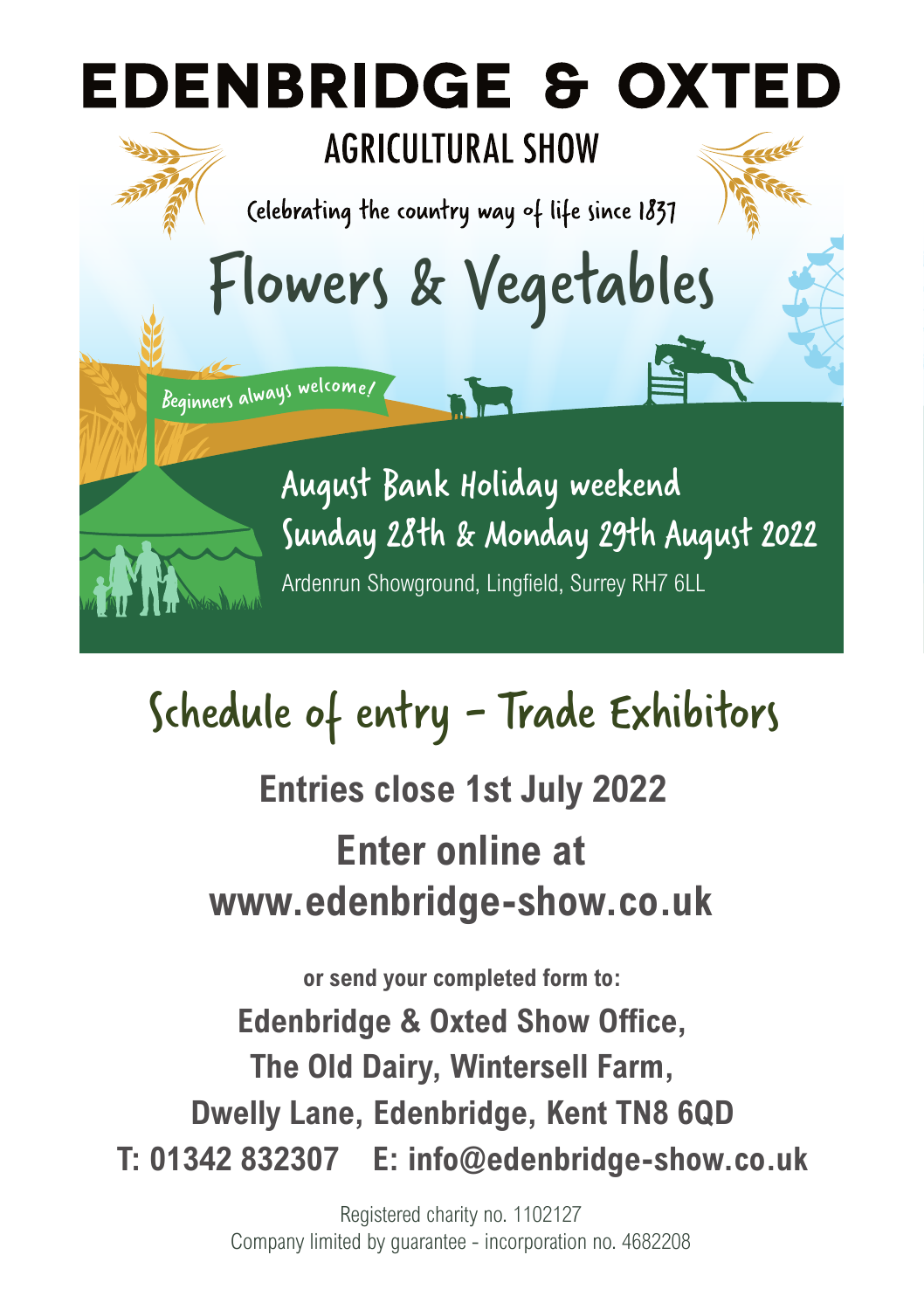# EDENBRIDGE & OXTED

## AGRICULTURAL SHOW

Celebrating the country way of life since 1837

# Flowers & Vegetables

Beginners always welcome!

August Bank Holiday weekend

Sunday 28th & Monday 29th August 2022

Ardenrun Showground, Lingfield, Surrey RH7 6LL

## Schedule of entry - Trade Exhibitors

**Entries close 1st July 2022**

**Enter online at**
**www.edenbridge-show.co.uk**

**or send your completed form to:**

**Edenbridge & Oxted Show Office,**
**The Old Dairy, Wintersell Farm,**
**Dwelly Lane, Edenbridge, Kent TN8 6QD**
**T: 01342 832307 E: info@edenbridge-show.co.uk**

Registered charity no. 1102127
Company limited by guarantee - incorporation no. 4682208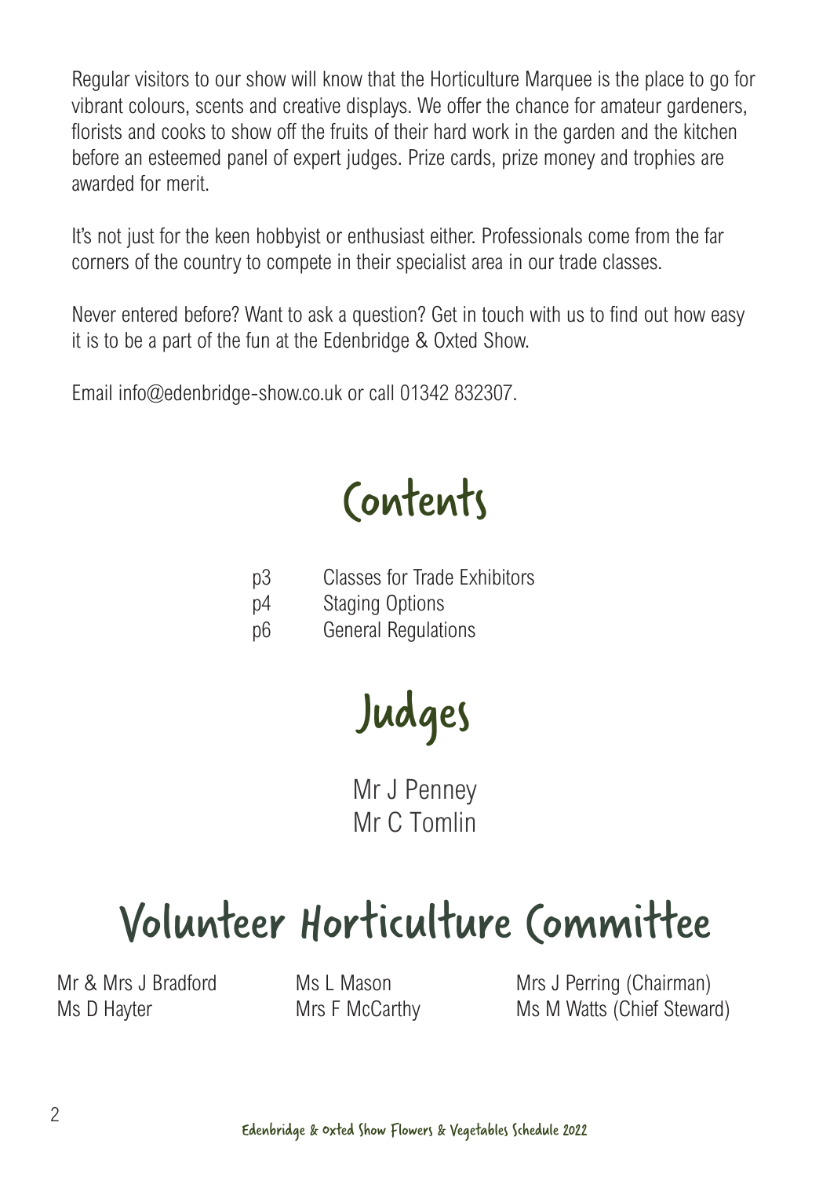Regular visitors to our show will know that the Horticulture Marquee is the place to go for vibrant colours, scents and creative displays. We offer the chance for amateur gardeners, florists and cooks to show off the fruits of their hard work in the garden and the kitchen before an esteemed panel of expert judges. Prize cards, prize money and trophies are awarded for merit.

It's not just for the keen hobbyist or enthusiast either. Professionals come from the far corners of the country to compete in their specialist area in our trade classes.

Never entered before? Want to ask a question? Get in touch with us to find out how easy it is to be a part of the fun at the Edenbridge & Oxted Show.

Email info@edenbridge-show.co.uk or call 01342 832307.

# Contents

| | |
|---|---|
| p3 | Classes for Trade Exhibitors |
| p4 | Staging Options |
| p6 | General Regulations |

# Judges

Mr J Penney
Mr C Tomlin

# Volunteer Horticulture Committee

Mr & Mrs J Bradford
Ms D Hayter
Ms L Mason
Mrs F McCarthy
Mrs J Perring (Chairman)
Ms M Watts (Chief Steward)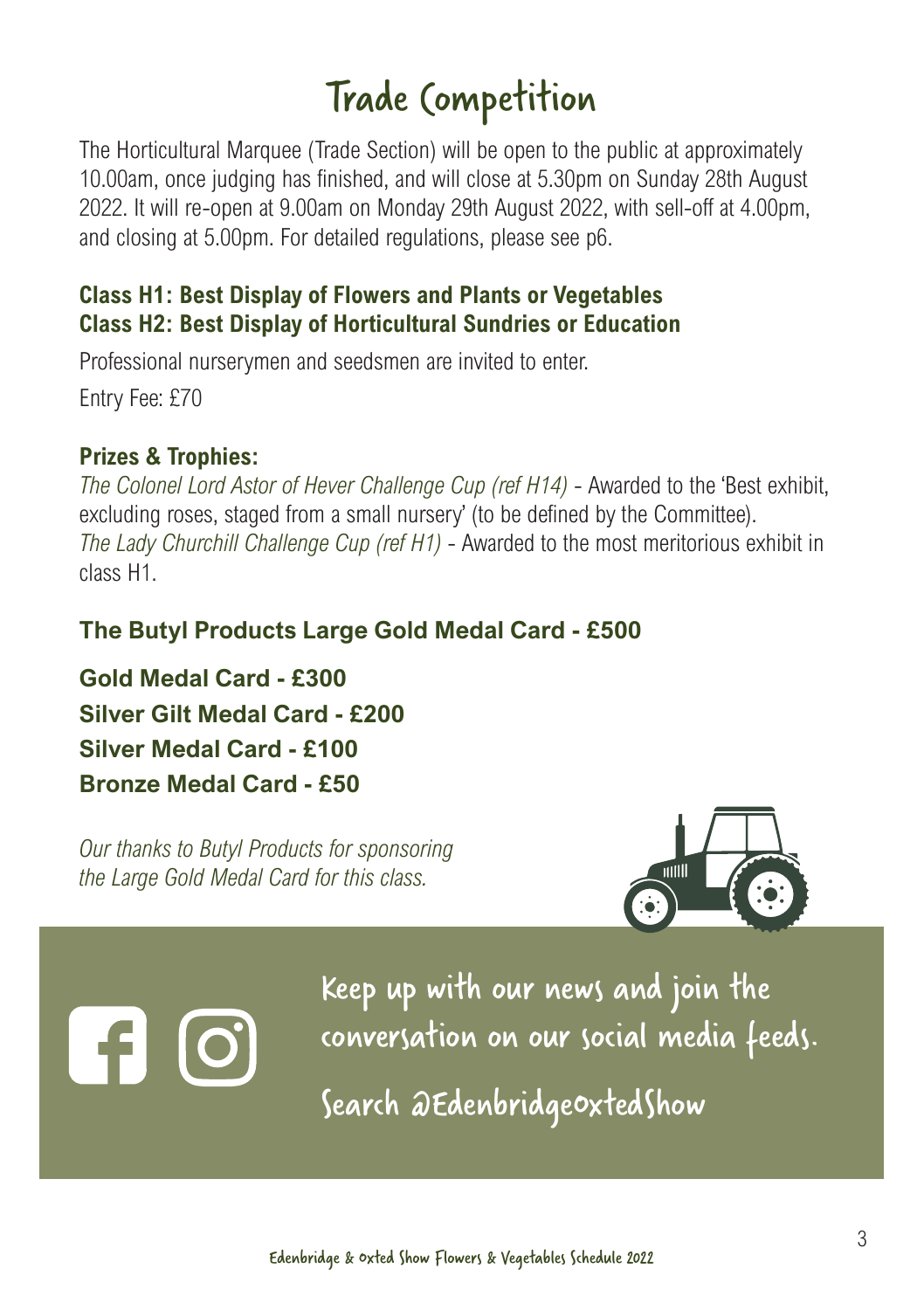# Trade Competition

The Horticultural Marquee (Trade Section) will be open to the public at approximately 10.00am, once judging has finished, and will close at 5.30pm on Sunday 28th August 2022. It will re-open at 9.00am on Monday 29th August 2022, with sell-off at 4.00pm, and closing at 5.00pm. For detailed regulations, please see p6.

**Class H1: Best Display of Flowers and Plants or Vegetables**
**Class H2: Best Display of Horticultural Sundries or Education**

Professional nurserymen and seedsmen are invited to enter.

Entry Fee: £70

**Prizes & Trophies:**

*The Colonel Lord Astor of Hever Challenge Cup (ref H14)* - Awarded to the 'Best exhibit, excluding roses, staged from a small nursery' (to be defined by the Committee).
*The Lady Churchill Challenge Cup (ref H1)* - Awarded to the most meritorious exhibit in class H1.

**The Butyl Products Large Gold Medal Card - £500**

**Gold Medal Card - £300**
**Silver Gilt Medal Card - £200**
**Silver Medal Card - £100**
**Bronze Medal Card - £50**

*Our thanks to Butyl Products for sponsoring the Large Gold Medal Card for this class.*

Keep up with our news and join the conversation on our social media feeds.

Search @EdenbridgeOxtedShow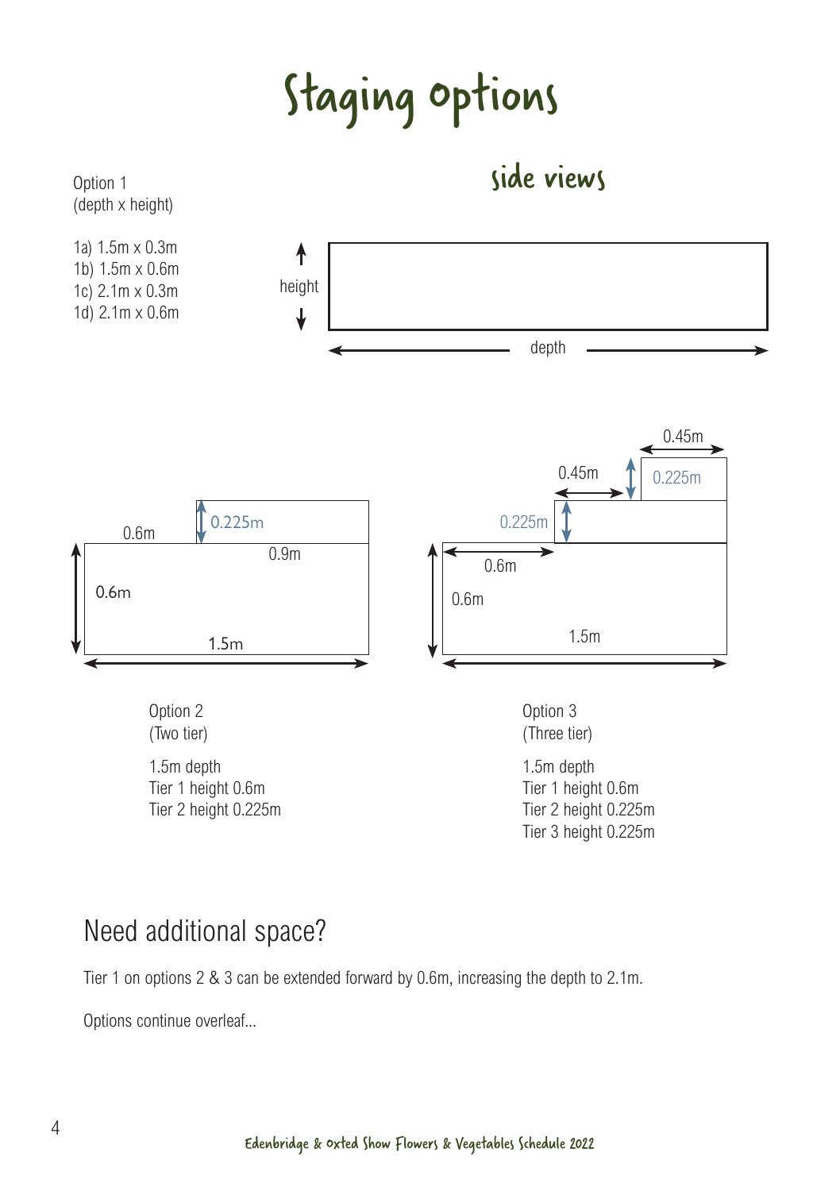# Staging options

## side views

Option 1
(depth x height)

1a) 1.5m x 0.3m
1b) 1.5m x 0.6m
1c) 2.1m x 0.3m
1d) 2.1m x 0.6m

height

depth

0.6m

0.225m

0.9m

0.6m

1.5m

Option 2
(Two tier)

1.5m depth
Tier 1 height 0.6m
Tier 2 height 0.225m

0.45m

0.45m

0.225m

0.225m

0.6m

0.6m

1.5m

Option 3
(Three tier)

1.5m depth
Tier 1 height 0.6m
Tier 2 height 0.225m
Tier 3 height 0.225m

## Need additional space?

Tier 1 on options 2 & 3 can be extended forward by 0.6m, increasing the depth to 2.1m.

Options continue overleaf...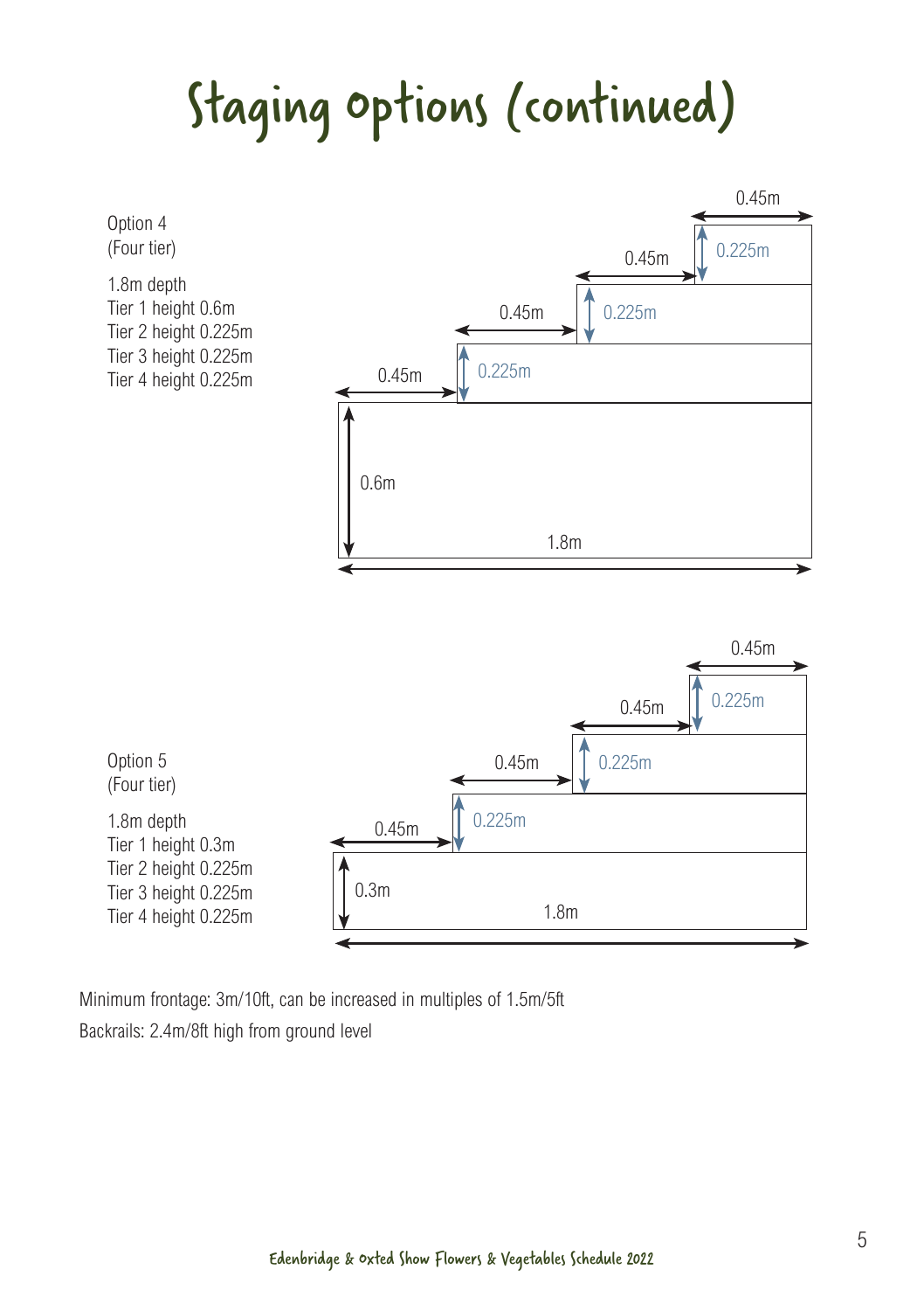# Staging options (continued)

Option 4
(Four tier)

1.8m depth
Tier 1 height 0.6m
Tier 2 height 0.225m
Tier 3 height 0.225m
Tier 4 height 0.225m

0.45m
0.225m
0.45m
0.225m
0.45m
0.225m
0.45m
0.6m
1.8m

Option 5
(Four tier)

1.8m depth
Tier 1 height 0.3m
Tier 2 height 0.225m
Tier 3 height 0.225m
Tier 4 height 0.225m

0.45m
0.225m
0.45m
0.225m
0.45m
0.225m
0.45m
0.3m
1.8m

Minimum frontage: 3m/10ft, can be increased in multiples of 1.5m/5ft
Backrails: 2.4m/8ft high from ground level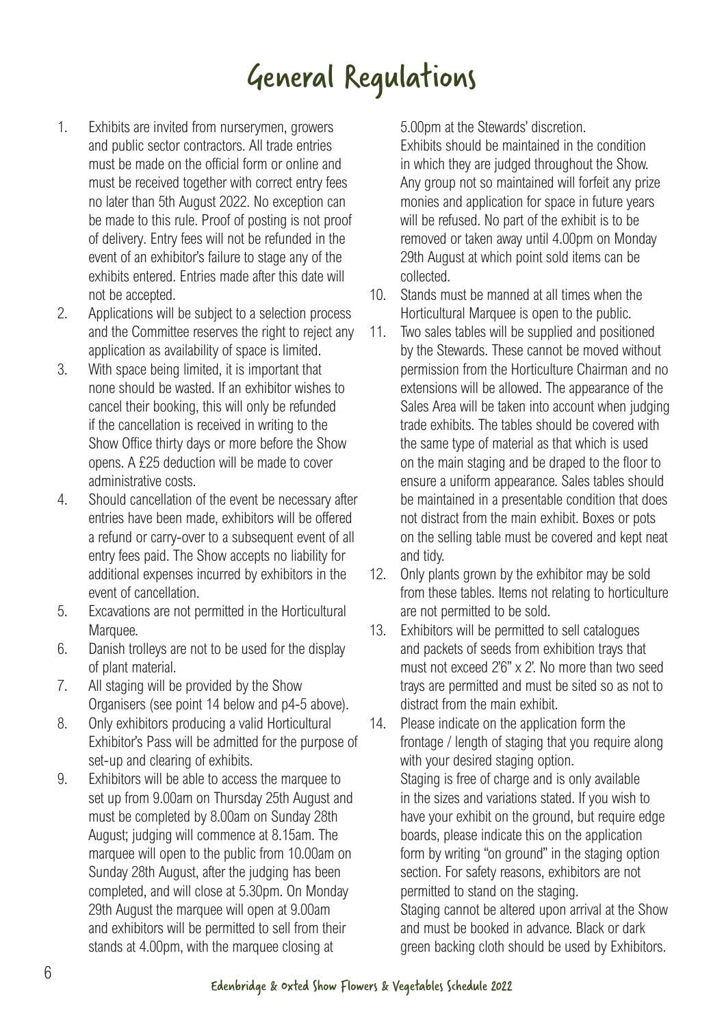# General Regulations

1. Exhibits are invited from nurserymen, growers and public sector contractors. All trade entries must be made on the official form or online and must be received together with correct entry fees no later than 5th August 2022. No exception can be made to this rule. Proof of posting is not proof of delivery. Entry fees will not be refunded in the event of an exhibitor's failure to stage any of the exhibits entered. Entries made after this date will not be accepted.
2. Applications will be subject to a selection process and the Committee reserves the right to reject any application as availability of space is limited.
3. With space being limited, it is important that none should be wasted. If an exhibitor wishes to cancel their booking, this will only be refunded if the cancellation is received in writing to the Show Office thirty days or more before the Show opens. A £25 deduction will be made to cover administrative costs.
4. Should cancellation of the event be necessary after entries have been made, exhibitors will be offered a refund or carry-over to a subsequent event of all entry fees paid. The Show accepts no liability for additional expenses incurred by exhibitors in the event of cancellation.
5. Excavations are not permitted in the Horticultural Marquee.
6. Danish trolleys are not to be used for the display of plant material.
7. All staging will be provided by the Show Organisers (see point 14 below and p4-5 above).
8. Only exhibitors producing a valid Horticultural Exhibitor's Pass will be admitted for the purpose of set-up and clearing of exhibits.
9. Exhibitors will be able to access the marquee to set up from 9.00am on Thursday 25th August and must be completed by 8.00am on Sunday 28th August; judging will commence at 8.15am. The marquee will open to the public from 10.00am on Sunday 28th August, after the judging has been completed, and will close at 5.30pm. On Monday 29th August the marquee will open at 9.00am and exhibitors will be permitted to sell from their stands at 4.00pm, with the marquee closing at 5.00pm at the Stewards' discretion.
   Exhibits should be maintained in the condition in which they are judged throughout the Show. Any group not so maintained will forfeit any prize monies and application for space in future years will be refused. No part of the exhibit is to be removed or taken away until 4.00pm on Monday 29th August at which point sold items can be collected.
10. Stands must be manned at all times when the Horticultural Marquee is open to the public.
11. Two sales tables will be supplied and positioned by the Stewards. These cannot be moved without permission from the Horticulture Chairman and no extensions will be allowed. The appearance of the Sales Area will be taken into account when judging trade exhibits. The tables should be covered with the same type of material as that which is used on the main staging and be draped to the floor to ensure a uniform appearance. Sales tables should be maintained in a presentable condition that does not distract from the main exhibit. Boxes or pots on the selling table must be covered and kept neat and tidy.
12. Only plants grown by the exhibitor may be sold from these tables. Items not relating to horticulture are not permitted to be sold.
13. Exhibitors will be permitted to sell catalogues and packets of seeds from exhibition trays that must not exceed 2'6" x 2'. No more than two seed trays are permitted and must be sited so as not to distract from the main exhibit.
14. Please indicate on the application form the frontage / length of staging that you require along with your desired staging option.
    Staging is free of charge and is only available in the sizes and variations stated. If you wish to have your exhibit on the ground, but require edge boards, please indicate this on the application form by writing "on ground" in the staging option section. For safety reasons, exhibitors are not permitted to stand on the staging.
    Staging cannot be altered upon arrival at the Show and must be booked in advance. Black or dark green backing cloth should be used by Exhibitors.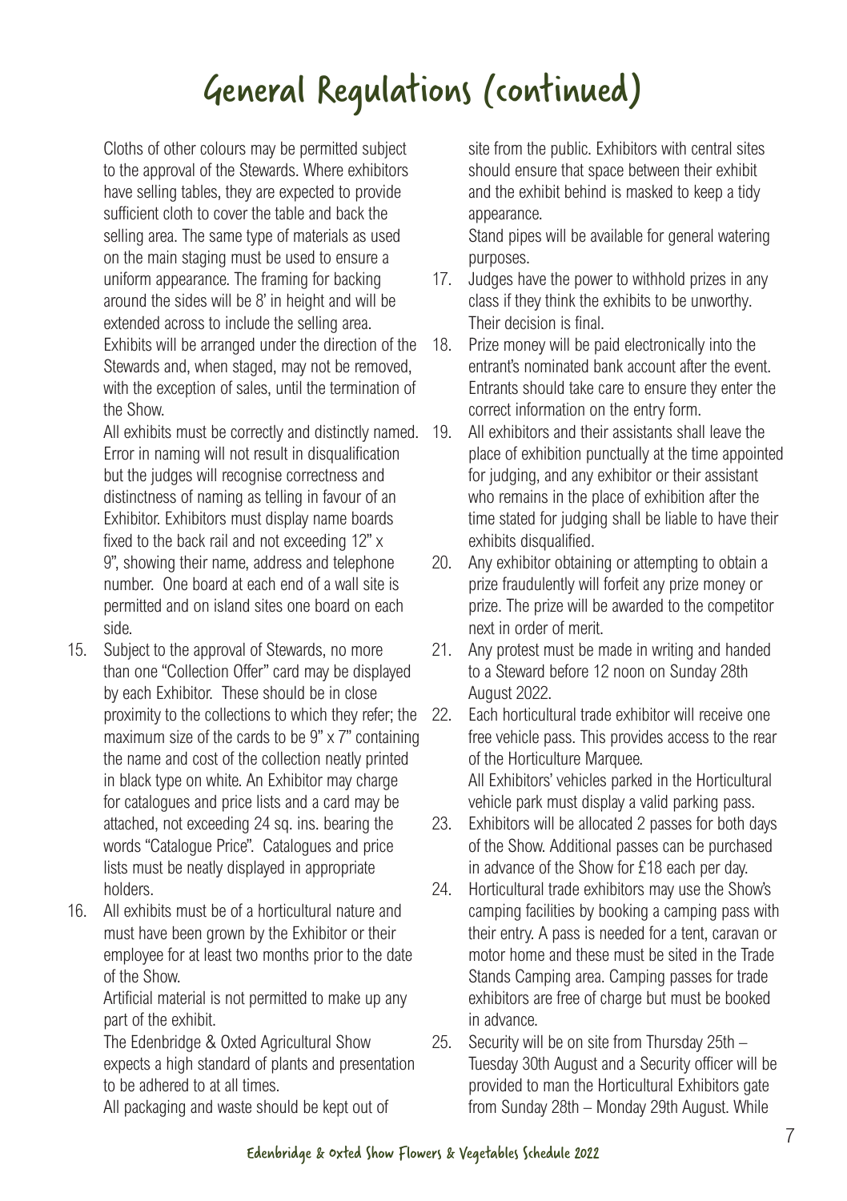# General Regulations (continued)

Cloths of other colours may be permitted subject to the approval of the Stewards. Where exhibitors have selling tables, they are expected to provide sufficient cloth to cover the table and back the selling area. The same type of materials as used on the main staging must be used to ensure a uniform appearance. The framing for backing around the sides will be 8' in height and will be extended across to include the selling area.

Exhibits will be arranged under the direction of the Stewards and, when staged, may not be removed, with the exception of sales, until the termination of the Show.

All exhibits must be correctly and distinctly named. Error in naming will not result in disqualification but the judges will recognise correctness and distinctness of naming as telling in favour of an Exhibitor. Exhibitors must display name boards fixed to the back rail and not exceeding 12" x 9", showing their name, address and telephone number. One board at each end of a wall site is permitted and on island sites one board on each side.

15. Subject to the approval of Stewards, no more than one "Collection Offer" card may be displayed by each Exhibitor. These should be in close proximity to the collections to which they refer; the maximum size of the cards to be 9" x 7" containing the name and cost of the collection neatly printed in black type on white. An Exhibitor may charge for catalogues and price lists and a card may be attached, not exceeding 24 sq. ins. bearing the words "Catalogue Price". Catalogues and price lists must be neatly displayed in appropriate holders.
16. All exhibits must be of a horticultural nature and must have been grown by the Exhibitor or their employee for at least two months prior to the date of the Show.

    Artificial material is not permitted to make up any part of the exhibit.

    The Edenbridge & Oxted Agricultural Show expects a high standard of plants and presentation to be adhered to at all times.

    All packaging and waste should be kept out of site from the public. Exhibitors with central sites should ensure that space between their exhibit and the exhibit behind is masked to keep a tidy appearance.

    Stand pipes will be available for general watering purposes.
17. Judges have the power to withhold prizes in any class if they think the exhibits to be unworthy. Their decision is final.
18. Prize money will be paid electronically into the entrant's nominated bank account after the event. Entrants should take care to ensure they enter the correct information on the entry form.
19. All exhibitors and their assistants shall leave the place of exhibition punctually at the time appointed for judging, and any exhibitor or their assistant who remains in the place of exhibition after the time stated for judging shall be liable to have their exhibits disqualified.
20. Any exhibitor obtaining or attempting to obtain a prize fraudulently will forfeit any prize money or prize. The prize will be awarded to the competitor next in order of merit.
21. Any protest must be made in writing and handed to a Steward before 12 noon on Sunday 28th August 2022.
22. Each horticultural trade exhibitor will receive one free vehicle pass. This provides access to the rear of the Horticulture Marquee.

    All Exhibitors' vehicles parked in the Horticultural vehicle park must display a valid parking pass.
23. Exhibitors will be allocated 2 passes for both days of the Show. Additional passes can be purchased in advance of the Show for £18 each per day.
24. Horticultural trade exhibitors may use the Show's camping facilities by booking a camping pass with their entry. A pass is needed for a tent, caravan or motor home and these must be sited in the Trade Stands Camping area. Camping passes for trade exhibitors are free of charge but must be booked in advance.
25. Security will be on site from Thursday 25th – Tuesday 30th August and a Security officer will be provided to man the Horticultural Exhibitors gate from Sunday 28th – Monday 29th August. While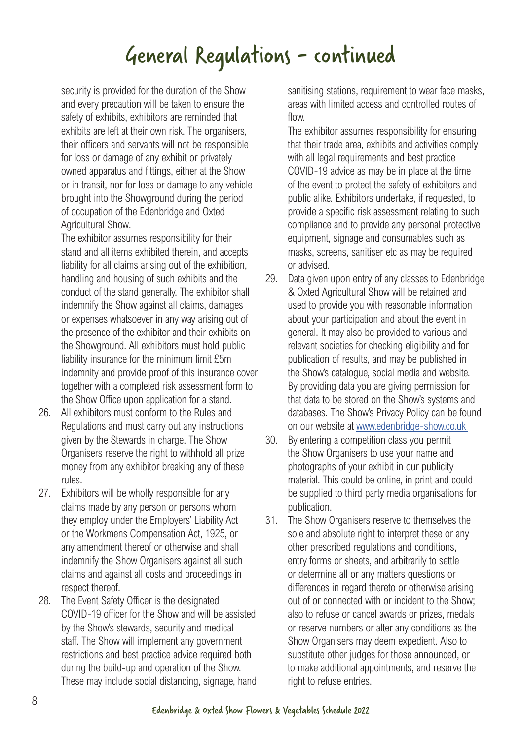# General Regulations - continued

security is provided for the duration of the Show and every precaution will be taken to ensure the safety of exhibits, exhibitors are reminded that exhibits are left at their own risk. The organisers, their officers and servants will not be responsible for loss or damage of any exhibit or privately owned apparatus and fittings, either at the Show or in transit, nor for loss or damage to any vehicle brought into the Showground during the period of occupation of the Edenbridge and Oxted Agricultural Show.

The exhibitor assumes responsibility for their stand and all items exhibited therein, and accepts liability for all claims arising out of the exhibition, handling and housing of such exhibits and the conduct of the stand generally. The exhibitor shall indemnify the Show against all claims, damages or expenses whatsoever in any way arising out of the presence of the exhibitor and their exhibits on the Showground. All exhibitors must hold public liability insurance for the minimum limit £5m indemnity and provide proof of this insurance cover together with a completed risk assessment form to the Show Office upon application for a stand.

26. All exhibitors must conform to the Rules and Regulations and must carry out any instructions given by the Stewards in charge. The Show Organisers reserve the right to withhold all prize money from any exhibitor breaking any of these rules.
27. Exhibitors will be wholly responsible for any claims made by any person or persons whom they employ under the Employers' Liability Act or the Workmens Compensation Act, 1925, or any amendment thereof or otherwise and shall indemnify the Show Organisers against all such claims and against all costs and proceedings in respect thereof.
28. The Event Safety Officer is the designated COVID-19 officer for the Show and will be assisted by the Show's stewards, security and medical staff. The Show will implement any government restrictions and best practice advice required both during the build-up and operation of the Show. These may include social distancing, signage, hand sanitising stations, requirement to wear face masks, areas with limited access and controlled routes of flow.

    The exhibitor assumes responsibility for ensuring that their trade area, exhibits and activities comply with all legal requirements and best practice COVID-19 advice as may be in place at the time of the event to protect the safety of exhibitors and public alike. Exhibitors undertake, if requested, to provide a specific risk assessment relating to such compliance and to provide any personal protective equipment, signage and consumables such as masks, screens, sanitiser etc as may be required or advised.
29. Data given upon entry of any classes to Edenbridge & Oxted Agricultural Show will be retained and used to provide you with reasonable information about your participation and about the event in general. It may also be provided to various and relevant societies for checking eligibility and for publication of results, and may be published in the Show's catalogue, social media and website. By providing data you are giving permission for that data to be stored on the Show's systems and databases. The Show's Privacy Policy can be found on our website at www.edenbridge-show.co.uk
30. By entering a competition class you permit the Show Organisers to use your name and photographs of your exhibit in our publicity material. This could be online, in print and could be supplied to third party media organisations for publication.
31. The Show Organisers reserve to themselves the sole and absolute right to interpret these or any other prescribed regulations and conditions, entry forms or sheets, and arbitrarily to settle or determine all or any matters questions or differences in regard thereto or otherwise arising out of or connected with or incident to the Show; also to refuse or cancel awards or prizes, medals or reserve numbers or alter any conditions as the Show Organisers may deem expedient. Also to substitute other judges for those announced, or to make additional appointments, and reserve the right to refuse entries.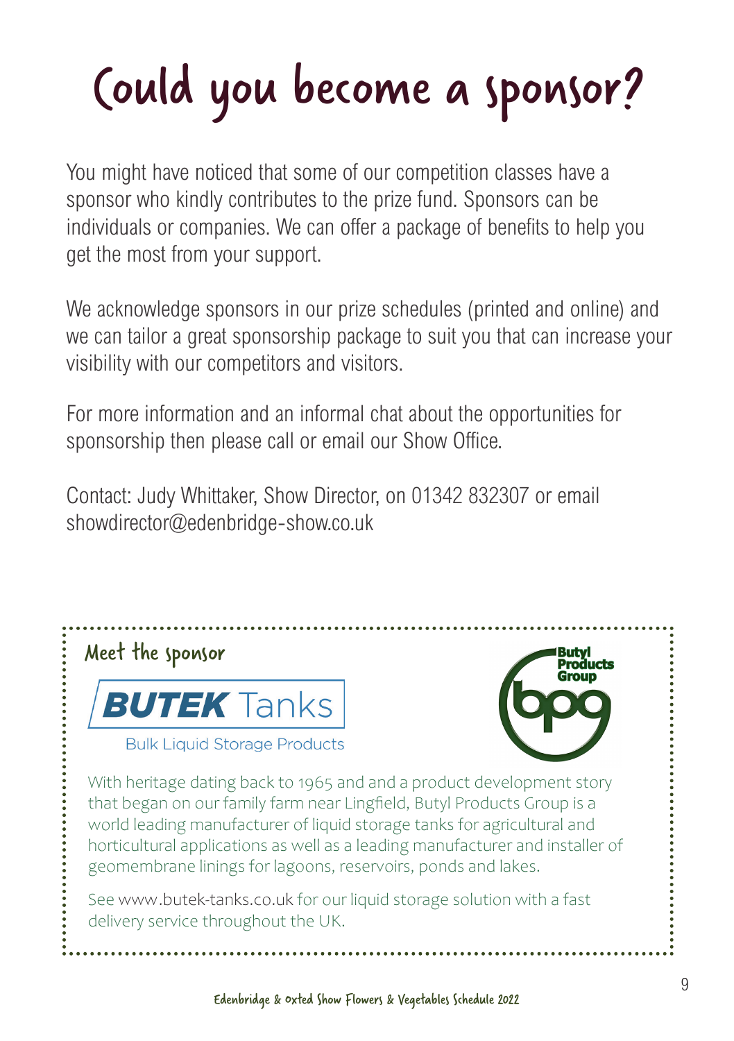# Could you become a sponsor?

You might have noticed that some of our competition classes have a sponsor who kindly contributes to the prize fund. Sponsors can be individuals or companies. We can offer a package of benefits to help you get the most from your support.

We acknowledge sponsors in our prize schedules (printed and online) and we can tailor a great sponsorship package to suit you that can increase your visibility with our competitors and visitors.

For more information and an informal chat about the opportunities for sponsorship then please call or email our Show Office.

Contact: Judy Whittaker, Show Director, on 01342 832307 or email showdirector@edenbridge-show.co.uk

## Meet the sponsor

**BUTEK** Tanks

Bulk Liquid Storage Products

Butyl Products Group

bpg

With heritage dating back to 1965 and a product development story that began on our family farm near Lingfield, Butyl Products Group is a world leading manufacturer of liquid storage tanks for agricultural and horticultural applications as well as a leading manufacturer and installer of geomembrane linings for lagoons, reservoirs, ponds and lakes.

See www.butek-tanks.co.uk for our liquid storage solution with a fast delivery service throughout the UK.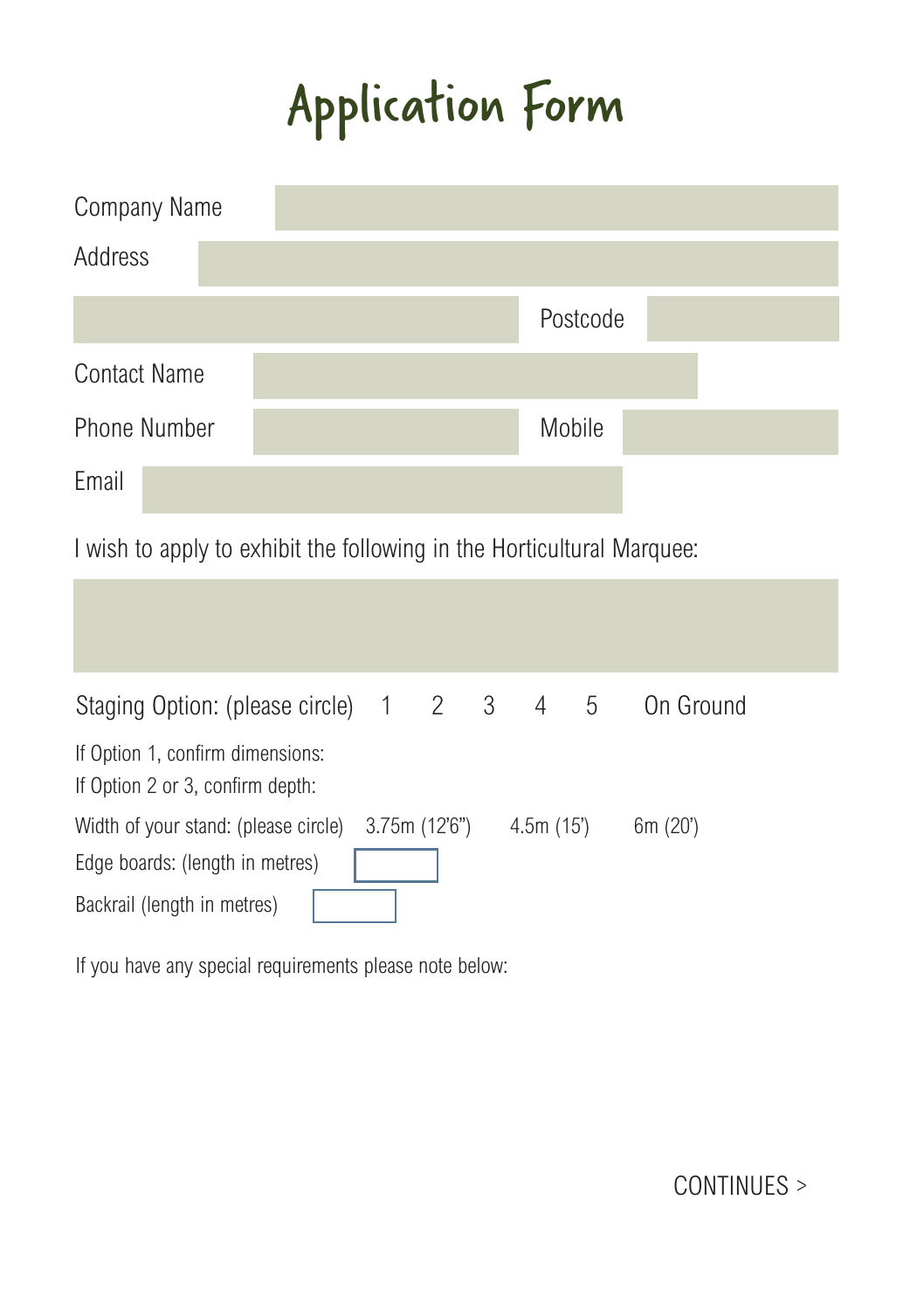# Application Form

Company Name

Address

Postcode

Contact Name

Phone Number

Mobile

Email

I wish to apply to exhibit the following in the Horticultural Marquee:

Staging Option: (please circle) 1 2 3 4 5 On Ground

If Option 1, confirm dimensions:

If Option 2 or 3, confirm depth:

Width of your stand: (please circle) 3.75m (12'6") 4.5m (15') 6m (20')

Edge boards: (length in metres)

Backrail (length in metres)

If you have any special requirements please note below:

CONTINUES >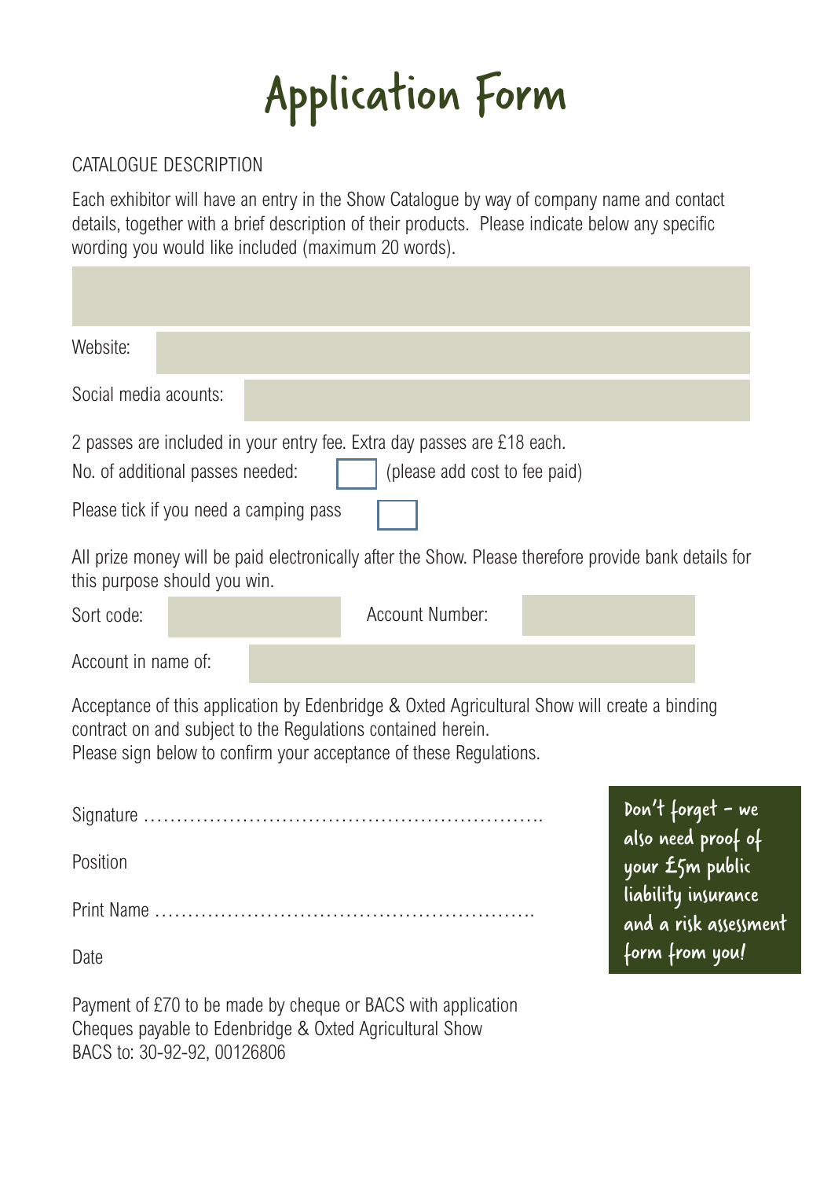# Application Form

CATALOGUE DESCRIPTION

Each exhibitor will have an entry in the Show Catalogue by way of company name and contact details, together with a brief description of their products. Please indicate below any specific wording you would like included (maximum 20 words).

Website:

Social media acounts:

2 passes are included in your entry fee. Extra day passes are £18 each.

No. of additional passes needed: ☐ (please add cost to fee paid)

Please tick if you need a camping pass ☐

All prize money will be paid electronically after the Show. Please therefore provide bank details for this purpose should you win.

Sort code: Account Number:

Account in name of:

Acceptance of this application by Edenbridge & Oxted Agricultural Show will create a binding contract on and subject to the Regulations contained herein.
Please sign below to confirm your acceptance of these Regulations.

Signature ……………………………………………………….

Position

Print Name …………………………………………………….

Date

**Don't forget - we also need proof of your £5m public liability insurance and a risk assessment form from you!**

Payment of £70 to be made by cheque or BACS with application
Cheques payable to Edenbridge & Oxted Agricultural Show
BACS to: 30-92-92, 00126806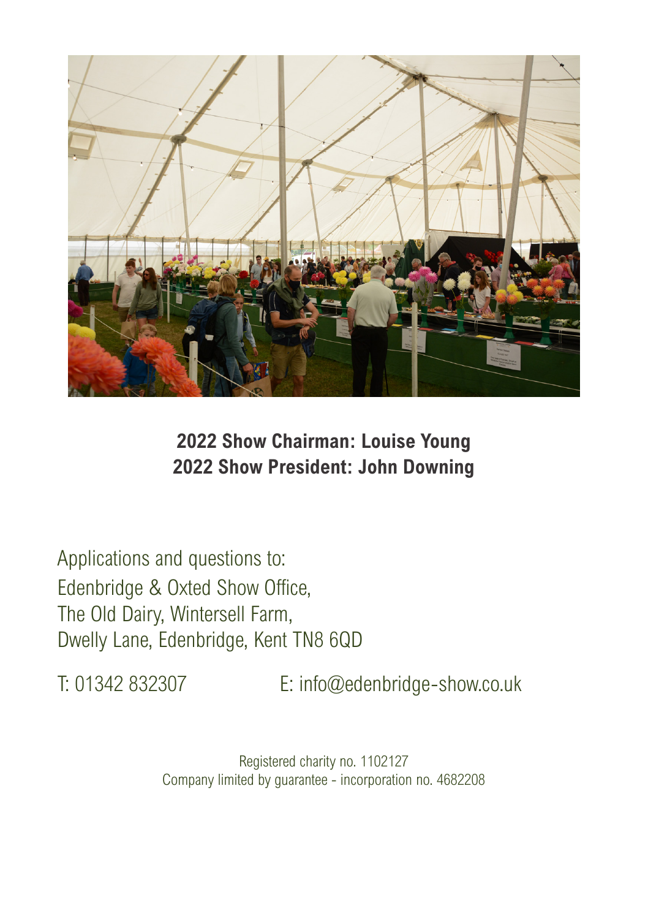**2022 Show Chairman: Louise Young**
**2022 Show President: John Downing**

Applications and questions to:
Edenbridge & Oxted Show Office,
The Old Dairy, Wintersell Farm,
Dwelly Lane, Edenbridge, Kent TN8 6QD

T: 01342 832307 E: info@edenbridge-show.co.uk

Registered charity no. 1102127
Company limited by guarantee - incorporation no. 4682208